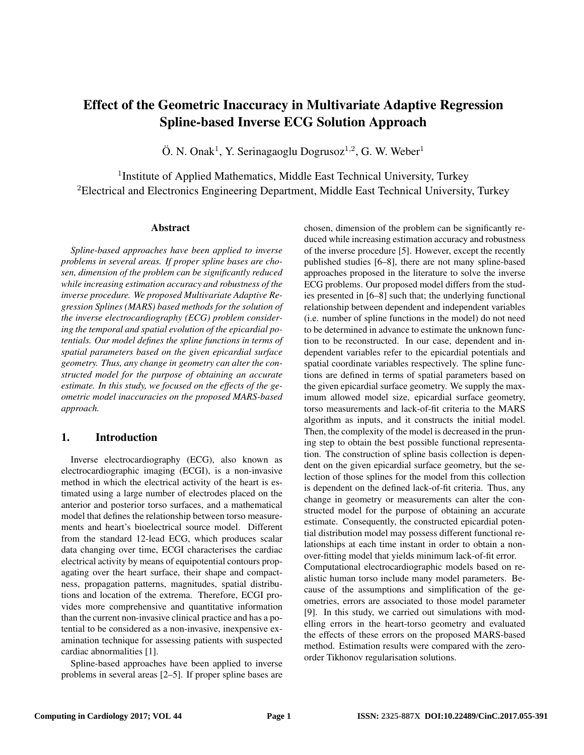# Effect of the Geometric Inaccuracy in Multivariate Adaptive Regression Spline-based Inverse ECG Solution Approach

Ö. N. Onak[1], Y. Serinagaoglu Dogrusoz[1,2], G. W. Weber[1]

[1]Institute of Applied Mathematics, Middle East Technical University, Turkey
[2]Electrical and Electronics Engineering Department, Middle East Technical University, Turkey

## Abstract

*Spline-based approaches have been applied to inverse problems in several areas. If proper spline bases are chosen, dimension of the problem can be significantly reduced while increasing estimation accuracy and robustness of the inverse procedure. We proposed Multivariate Adaptive Regression Splines (MARS) based methods for the solution of the inverse electrocardiography (ECG) problem considering the temporal and spatial evolution of the epicardial potentials. Our model defines the spline functions in terms of spatial parameters based on the given epicardial surface geometry. Thus, any change in geometry can alter the constructed model for the purpose of obtaining an accurate estimate. In this study, we focused on the effects of the geometric model inaccuracies on the proposed MARS-based approach.*

## 1. Introduction

Inverse electrocardiography (ECG), also known as electrocardiographic imaging (ECGI), is a non-invasive method in which the electrical activity of the heart is estimated using a large number of electrodes placed on the anterior and posterior torso surfaces, and a mathematical model that defines the relationship between torso measurements and heart's bioelectrical source model. Different from the standard 12-lead ECG, which produces scalar data changing over time, ECGI characterises the cardiac electrical activity by means of equipotential contours propagating over the heart surface, their shape and compactness, propagation patterns, magnitudes, spatial distributions and location of the extrema. Therefore, ECGI provides more comprehensive and quantitative information than the current non-invasive clinical practice and has a potential to be considered as a non-invasive, inexpensive examination technique for assessing patients with suspected cardiac abnormalities [1].

Spline-based approaches have been applied to inverse problems in several areas [2–5]. If proper spline bases are chosen, dimension of the problem can be significantly reduced while increasing estimation accuracy and robustness of the inverse procedure [5]. However, except the recently published studies [6–8], there are not many spline-based approaches proposed in the literature to solve the inverse ECG problems. Our proposed model differs from the studies presented in [6–8] such that; the underlying functional relationship between dependent and independent variables (i.e. number of spline functions in the model) do not need to be determined in advance to estimate the unknown function to be reconstructed. In our case, dependent and independent variables refer to the epicardial potentials and spatial coordinate variables respectively. The spline functions are defined in terms of spatial parameters based on the given epicardial surface geometry. We supply the maximum allowed model size, epicardial surface geometry, torso measurements and lack-of-fit criteria to the MARS algorithm as inputs, and it constructs the initial model. Then, the complexity of the model is decreased in the pruning step to obtain the best possible functional representation. The construction of spline basis collection is dependent on the given epicardial surface geometry, but the selection of those splines for the model from this collection is dependent on the defined lack-of-fit criteria. Thus, any change in geometry or measurements can alter the constructed model for the purpose of obtaining an accurate estimate. Consequently, the constructed epicardial potential distribution model may possess different functional relationships at each time instant in order to obtain a non-over-fitting model that yields minimum lack-of-fit error.

Computational electrocardiographic models based on realistic human torso include many model parameters. Because of the assumptions and simplification of the geometries, errors are associated to those model parameter [9]. In this study, we carried out simulations with modelling errors in the heart-torso geometry and evaluated the effects of these errors on the proposed MARS-based method. Estimation results were compared with the zero-order Tikhonov regularisation solutions.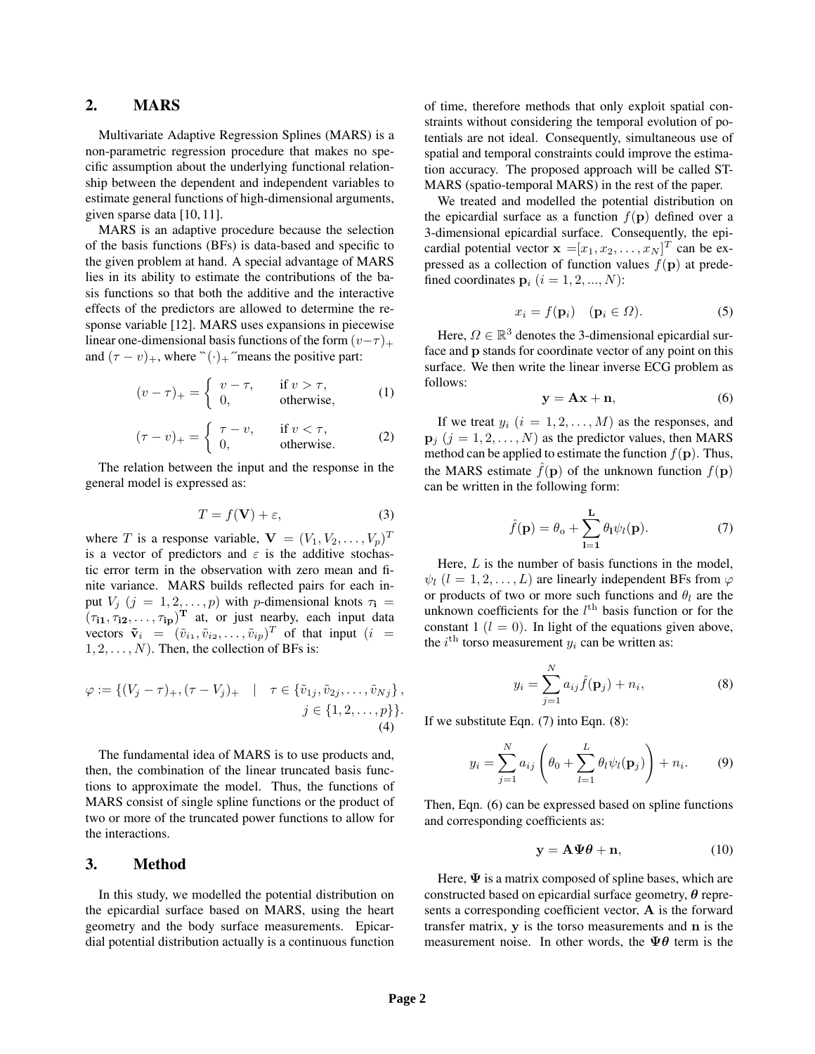## 2. MARS

Multivariate Adaptive Regression Splines (MARS) is a non-parametric regression procedure that makes no specific assumption about the underlying functional relationship between the dependent and independent variables to estimate general functions of high-dimensional arguments, given sparse data [10, 11].

MARS is an adaptive procedure because the selection of the basis functions (BFs) is data-based and specific to the given problem at hand. A special advantage of MARS lies in its ability to estimate the contributions of the basis functions so that both the additive and the interactive effects of the predictors are allowed to determine the response variable [12]. MARS uses expansions in piecewise linear one-dimensional basis functions of the form $(v-\tau)_+$ and $(\tau - v)_+$, where "$(\cdot)_+$"means the positive part:

$$(v-\tau)_+ = \begin{cases} v-\tau, & \text{if } v > \tau, \\ 0, & \text{otherwise,} \end{cases} \tag{1}$$

$$(\tau-v)_+ = \begin{cases} \tau-v, & \text{if } v < \tau, \\ 0, & \text{otherwise.} \end{cases} \tag{2}$$

The relation between the input and the response in the general model is expressed as:

$$T = f(\mathbf{V}) + \varepsilon, \tag{3}$$

where $T$ is a response variable, $\mathbf{V} = (V_1, V_2, \ldots, V_p)^T$ is a vector of predictors and $\varepsilon$ is the additive stochastic error term in the observation with zero mean and finite variance. MARS builds reflected pairs for each input $V_j$ $(j = 1, 2, \ldots, p)$ with $p$-dimensional knots $\tau_\mathbf{i} = (\tau_\mathbf{i1}, \tau_\mathbf{i2}, \ldots, \tau_\mathbf{ip})^\mathbf{T}$ at, or just nearby, each input data vectors $\tilde{\mathbf{v}}_i = (\tilde{v}_{i_1}, \tilde{v}_{i_2}, \ldots, \tilde{v}_{ip})^T$ of that input $(i = 1, 2, \ldots, N)$. Then, the collection of BFs is:

$$\varphi := \{(V_j - \tau)_+, (\tau - V_j)_+ \quad | \quad \tau \in \{\tilde{v}_{1j}, \tilde{v}_{2j}, \ldots, \tilde{v}_{Nj}\}, \\ j \in \{1, 2, \ldots, p\}\}. \tag{4}$$

The fundamental idea of MARS is to use products and, then, the combination of the linear truncated basis functions to approximate the model. Thus, the functions of MARS consist of single spline functions or the product of two or more of the truncated power functions to allow for the interactions.

## 3. Method

In this study, we modelled the potential distribution on the epicardial surface based on MARS, using the heart geometry and the body surface measurements. Epicardial potential distribution actually is a continuous function of time, therefore methods that only exploit spatial constraints without considering the temporal evolution of potentials are not ideal. Consequently, simultaneous use of spatial and temporal constraints could improve the estimation accuracy. The proposed approach will be called ST-MARS (spatio-temporal MARS) in the rest of the paper.

We treated and modelled the potential distribution on the epicardial surface as a function $f(\mathbf{p})$ defined over a 3-dimensional epicardial surface. Consequently, the epicardial potential vector $\mathbf{x} = [x_1, x_2, \ldots, x_N]^T$ can be expressed as a collection of function values $f(\mathbf{p})$ at predefined coordinates $\mathbf{p}_i$ $(i = 1, 2, ..., N)$:

$$x_i = f(\mathbf{p}_i) \quad (\mathbf{p}_i \in \Omega). \tag{5}$$

Here, $\Omega \in \mathbb{R}^3$ denotes the 3-dimensional epicardial surface and $\mathbf{p}$ stands for coordinate vector of any point on this surface. We then write the linear inverse ECG problem as follows:

$$\mathbf{y} = \mathbf{A}\mathbf{x} + \mathbf{n}, \tag{6}$$

If we treat $y_i$ $(i = 1, 2, \ldots, M)$ as the responses, and $\mathbf{p}_j$ $(j = 1, 2, \ldots, N)$ as the predictor values, then MARS method can be applied to estimate the function $f(\mathbf{p})$. Thus, the MARS estimate $\hat{f}(\mathbf{p})$ of the unknown function $f(\mathbf{p})$ can be written in the following form:

$$\hat{f}(\mathbf{p}) = \theta_\text{o} + \sum_{\mathbf{l}=\mathbf{1}}^{\mathbf{L}} \theta_\mathbf{l} \psi_l(\mathbf{p}). \tag{7}$$

Here, $L$ is the number of basis functions in the model, $\psi_l$ $(l = 1, 2, \ldots, L)$ are linearly independent BFs from $\varphi$ or products of two or more such functions and $\theta_l$ are the unknown coefficients for the $l^{\text{th}}$ basis function or for the constant 1 $(l = 0)$. In light of the equations given above, the $i^{\text{th}}$ torso measurement $y_i$ can be written as:

$$y_i = \sum_{j=1}^{N} a_{ij} \hat{f}(\mathbf{p}_j) + n_i, \tag{8}$$

If we substitute Eqn. (7) into Eqn. (8):

$$y_i = \sum_{j=1}^{N} a_{ij} \left( \theta_0 + \sum_{l=1}^{L} \theta_l \psi_l(\mathbf{p}_j) \right) + n_i. \tag{9}$$

Then, Eqn. (6) can be expressed based on spline functions and corresponding coefficients as:

$$\mathbf{y} = \mathbf{A}\boldsymbol{\Psi}\boldsymbol{\theta} + \mathbf{n}, \tag{10}$$

Here, $\boldsymbol{\Psi}$ is a matrix composed of spline bases, which are constructed based on epicardial surface geometry, $\boldsymbol{\theta}$ represents a corresponding coefficient vector, $\mathbf{A}$ is the forward transfer matrix, $\mathbf{y}$ is the torso measurements and $\mathbf{n}$ is the measurement noise. In other words, the $\boldsymbol{\Psi}\boldsymbol{\theta}$ term is the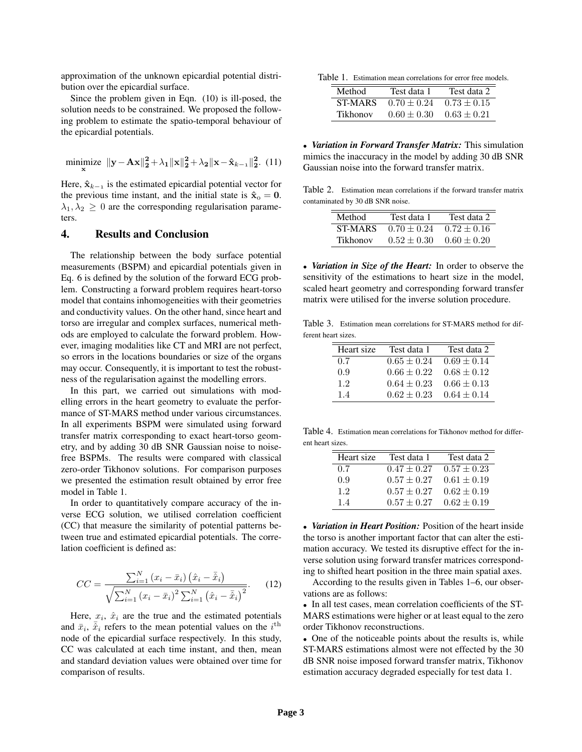approximation of the unknown epicardial potential distribution over the epicardial surface.

Since the problem given in Eqn. (10) is ill-posed, the solution needs to be constrained. We proposed the following problem to estimate the spatio-temporal behaviour of the epicardial potentials.

$$\underset{\mathbf{x}}{\text{minimize}} \;\; \|\mathbf{y}-\mathbf{A}\mathbf{x}\|_2^2+\lambda_1\|\mathbf{x}\|_2^2+\lambda_2\|\mathbf{x}-\hat{\mathbf{x}}_{k-1}\|_2^2. \quad (11)$$

Here, $\hat{\mathbf{x}}_{k-1}$ is the estimated epicardial potential vector for the previous time instant, and the initial state is $\hat{\mathbf{x}}_0 = \mathbf{0}$. $\lambda_1, \lambda_2 \geq 0$ are the corresponding regularisation parameters.

## 4. Results and Conclusion

The relationship between the body surface potential measurements (BSPM) and epicardial potentials given in Eq. 6 is defined by the solution of the forward ECG problem. Constructing a forward problem requires heart-torso model that contains inhomogeneities with their geometries and conductivity values. On the other hand, since heart and torso are irregular and complex surfaces, numerical methods are employed to calculate the forward problem. However, imaging modalities like CT and MRI are not perfect, so errors in the locations boundaries or size of the organs may occur. Consequently, it is important to test the robustness of the regularisation against the modelling errors.

In this part, we carried out simulations with modelling errors in the heart geometry to evaluate the performance of ST-MARS method under various circumstances. In all experiments BSPM were simulated using forward transfer matrix corresponding to exact heart-torso geometry, and by adding 30 dB SNR Gaussian noise to noise-free BSPMs. The results were compared with classical zero-order Tikhonov solutions. For comparison purposes we presented the estimation result obtained by error free model in Table 1.

In order to quantitatively compare accuracy of the inverse ECG solution, we utilised correlation coefficient (CC) that measure the similarity of potential patterns between true and estimated epicardial potentials. The correlation coefficient is defined as:

$$CC = \frac{\sum_{i=1}^{N}(x_i-\bar{x}_i)\left(\hat{x}_i-\bar{\hat{x}}_i\right)}{\sqrt{\sum_{i=1}^{N}(x_i-\bar{x}_i)^2\sum_{i=1}^{N}\left(\hat{x}_i-\bar{\hat{x}}_i\right)^2}}. \quad (12)$$

Here, $x_i$, $\hat{x}_i$ are the true and the estimated potentials and $\bar{x}_i$, $\bar{\hat{x}}_i$ refers to the mean potential values on the $i^{\text{th}}$ node of the epicardial surface respectively. In this study, CC was calculated at each time instant, and then, mean and standard deviation values were obtained over time for comparison of results.

Table 1. Estimation mean correlations for error free models.

| Method | Test data 1 | Test data 2 |
|---|---|---|
| ST-MARS | $0.70 \pm 0.24$ | $0.73 \pm 0.15$ |
| Tikhonov | $0.60 \pm 0.30$ | $0.63 \pm 0.21$ |

- ***Variation in Forward Transfer Matrix:*** This simulation mimics the inaccuracy in the model by adding 30 dB SNR Gaussian noise into the forward transfer matrix.

Table 2. Estimation mean correlations if the forward transfer matrix contaminated by 30 dB SNR noise.

| Method | Test data 1 | Test data 2 |
|---|---|---|
| ST-MARS | $0.70 \pm 0.24$ | $0.72 \pm 0.16$ |
| Tikhonov | $0.52 \pm 0.30$ | $0.60 \pm 0.20$ |

- ***Variation in Size of the Heart:*** In order to observe the sensitivity of the estimations to heart size in the model, scaled heart geometry and corresponding forward transfer matrix were utilised for the inverse solution procedure.

Table 3. Estimation mean correlations for ST-MARS method for different heart sizes.

| Heart size | Test data 1 | Test data 2 |
|---|---|---|
| 0.7 | $0.65 \pm 0.24$ | $0.69 \pm 0.14$ |
| 0.9 | $0.66 \pm 0.22$ | $0.68 \pm 0.12$ |
| 1.2 | $0.64 \pm 0.23$ | $0.66 \pm 0.13$ |
| 1.4 | $0.62 \pm 0.23$ | $0.64 \pm 0.14$ |

Table 4. Estimation mean correlations for Tikhonov method for different heart sizes.

| Heart size | Test data 1 | Test data 2 |
|---|---|---|
| 0.7 | $0.47 \pm 0.27$ | $0.57 \pm 0.23$ |
| 0.9 | $0.57 \pm 0.27$ | $0.61 \pm 0.19$ |
| 1.2 | $0.57 \pm 0.27$ | $0.62 \pm 0.19$ |
| 1.4 | $0.57 \pm 0.27$ | $0.62 \pm 0.19$ |

- ***Variation in Heart Position:*** Position of the heart inside the torso is another important factor that can alter the estimation accuracy. We tested its disruptive effect for the inverse solution using forward transfer matrices corresponding to shifted heart position in the three main spatial axes.

According to the results given in Tables 1–6, our observations are as follows:

- In all test cases, mean correlation coefficients of the ST-MARS estimations were higher or at least equal to the zero order Tikhonov reconstructions.
- One of the noticeable points about the results is, while ST-MARS estimations almost were not effected by the 30 dB SNR noise imposed forward transfer matrix, Tikhonov estimation accuracy degraded especially for test data 1.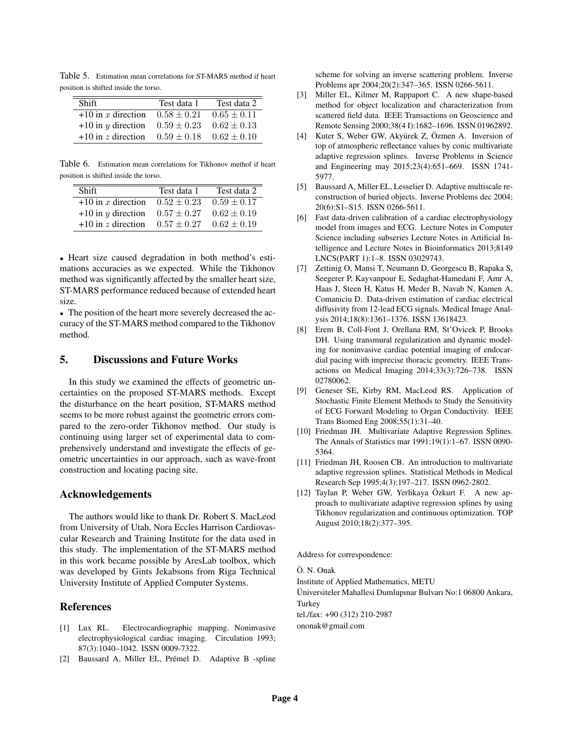Table 5. Estimation mean correlations for ST-MARS method if heart position is shifted inside the torso.

| Shift | Test data 1 | Test data 2 |
|---|---|---|
| +10 in $x$ direction | $0.58 \pm 0.21$ | $0.65 \pm 0.11$ |
| +10 in $y$ direction | $0.59 \pm 0.23$ | $0.62 \pm 0.13$ |
| +10 in $z$ direction | $0.59 \pm 0.18$ | $0.62 \pm 0.10$ |

Table 6. Estimation mean correlations for Tikhonov methof if heart position is shifted inside the torso.

| Shift | Test data 1 | Test data 2 |
|---|---|---|
| +10 in $x$ direction | $0.52 \pm 0.23$ | $0.59 \pm 0.17$ |
| +10 in $y$ direction | $0.57 \pm 0.27$ | $0.62 \pm 0.19$ |
| +10 in $z$ direction | $0.57 \pm 0.27$ | $0.62 \pm 0.19$ |

- Heart size caused degradation in both method's estimations accuracies as we expected. While the Tikhonov method was significantly affected by the smaller heart size, ST-MARS performance reduced because of extended heart size.
- The position of the heart more severely decreased the accuracy of the ST-MARS method compared to the Tikhonov method.

## 5. Discussions and Future Works

In this study we examined the effects of geometric uncertainties on the proposed ST-MARS methods. Except the disturbance on the heart position, ST-MARS method seems to be more robust against the geometric errors compared to the zero-order Tikhonov method. Our study is continuing using larger set of experimental data to comprehensively understand and investigate the effects of geometric uncertainties in our approach, such as wave-front construction and locating pacing site.

## Acknowledgements

The authors would like to thank Dr. Robert S. MacLeod from University of Utah, Nora Eccles Harrison Cardiovascular Research and Training Institute for the data used in this study. The implementation of the ST-MARS method in this work became possible by AresLab toolbox, which was developed by Gints Jekabsons from Riga Technical University Institute of Applied Computer Systems.

## References

[1] Lux RL. Electrocardiographic mapping. Noninvasive electrophysiological cardiac imaging. Circulation 1993; 87(3):1040–1042. ISSN 0009-7322.

[2] Baussard A, Miller EL, Prémel D. Adaptive B -spline scheme for solving an inverse scattering problem. Inverse Problems apr 2004;20(2):347–365. ISSN 0266-5611.

[3] Miller EL, Kilmer M, Rappaport C. A new shape-based method for object localization and characterization from scattered field data. IEEE Transactions on Geoscience and Remote Sensing 2000;38(4 I):1682–1696. ISSN 01962892.

[4] Kuter S, Weber GW, Akyürek Z, Özmen A. Inversion of top of atmospheric reflectance values by conic multivariate adaptive regression splines. Inverse Problems in Science and Engineering may 2015;23(4):651–669. ISSN 1741-5977.

[5] Baussard A, Miller EL, Lesselier D. Adaptive multiscale reconstruction of buried objects. Inverse Problems dec 2004; 20(6):S1–S15. ISSN 0266-5611.

[6] Fast data-driven calibration of a cardiac electrophysiology model from images and ECG. Lecture Notes in Computer Science including subseries Lecture Notes in Artificial Intelligence and Lecture Notes in Bioinformatics 2013;8149 LNCS(PART 1):1–8. ISSN 03029743.

[7] Zettinig O, Mansi T, Neumann D, Georgescu B, Rapaka S, Seegerer P, Kayvanpour E, Sedaghat-Hamedani F, Amr A, Haas J, Steen H, Katus H, Meder B, Navab N, Kamen A, Comaniciu D. Data-driven estimation of cardiac electrical diffusivity from 12-lead ECG signals. Medical Image Analysis 2014;18(8):1361–1376. ISSN 13618423.

[8] Erem B, Coll-Font J, Orellana RM, St'Ovicek P, Brooks DH. Using transmural regularization and dynamic modeling for noninvasive cardiac potential imaging of endocardial pacing with imprecise thoracic geometry. IEEE Transactions on Medical Imaging 2014;33(3):726–738. ISSN 02780062.

[9] Geneser SE, Kirby RM, MacLeod RS. Application of Stochastic Finite Element Methods to Study the Sensitivity of ECG Forward Modeling to Organ Conductivity. IEEE Trans Biomed Eng 2008;55(1):31–40.

[10] Friedman JH. Multivariate Adaptive Regression Splines. The Annals of Statistics mar 1991;19(1):1–67. ISSN 0090-5364.

[11] Friedman JH, Roosen CB. An introduction to multivariate adaptive regression splines. Statistical Methods in Medical Research Sep 1995;4(3):197–217. ISSN 0962-2802.

[12] Taylan P, Weber GW, Yerlikaya Özkurt F. A new approach to multivariate adaptive regression splines by using Tikhonov regularization and continuous optimization. TOP August 2010;18(2):377–395.

Address for correspondence:

Ö. N. Onak
Institute of Applied Mathematics, METU
Üniversiteler Mahallesi Dumlupınar Bulvarı No:1 06800 Ankara, Turkey
tel./fax: +90 (312) 210-2987
ononak@gmail.com